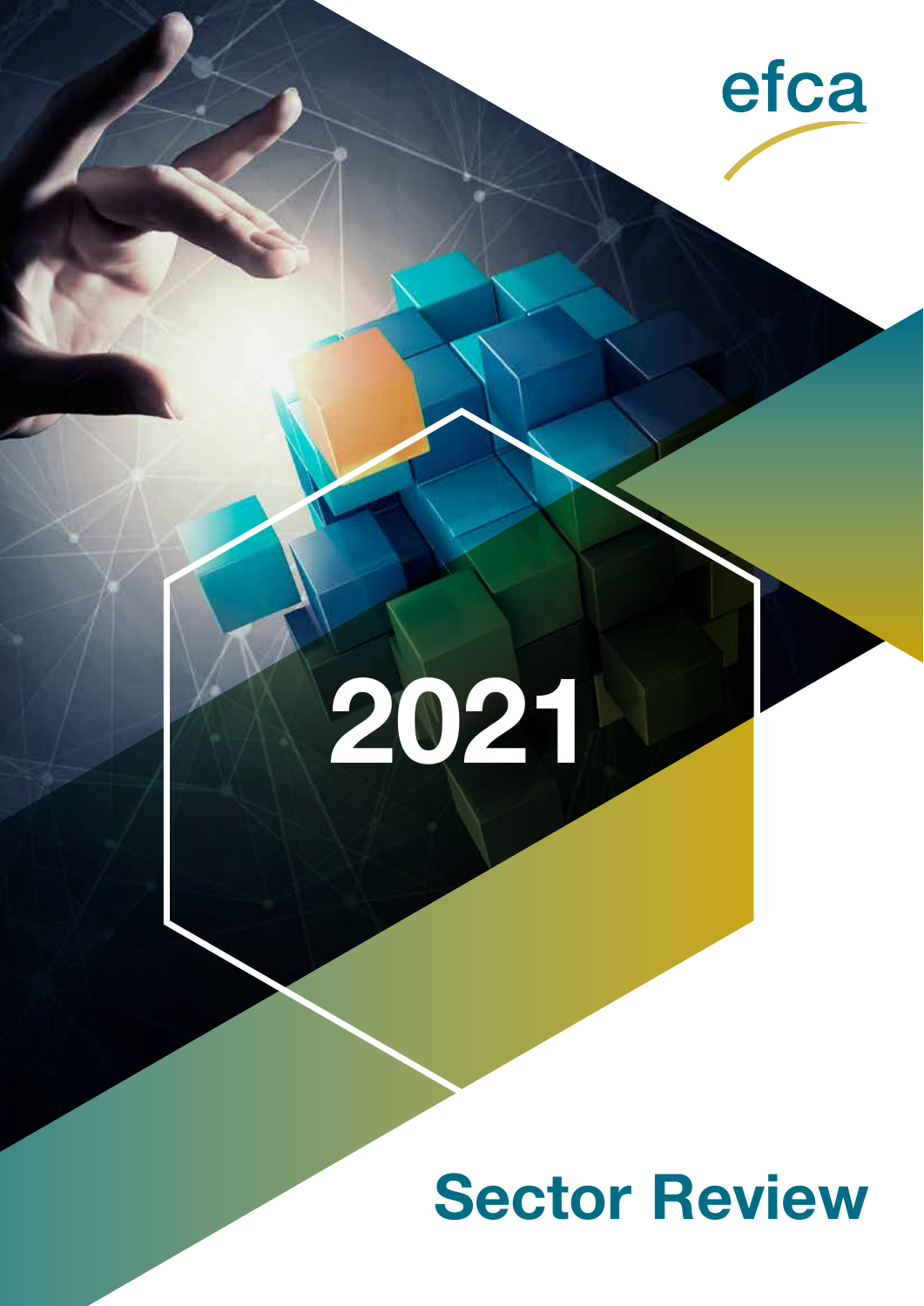efca

# 2021

# Sector Review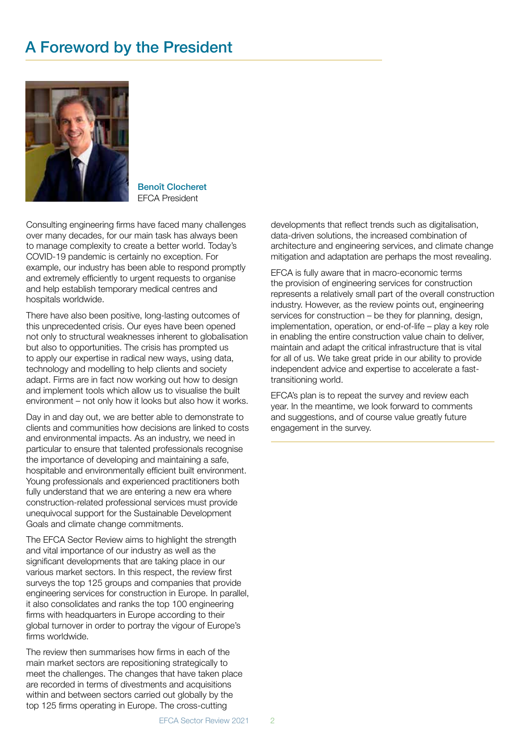# A Foreword by the President

**Benoît Clocheret**
EFCA President

Consulting engineering firms have faced many challenges over many decades, for our main task has always been to manage complexity to create a better world. Today's COVID-19 pandemic is certainly no exception. For example, our industry has been able to respond promptly and extremely efficiently to urgent requests to organise and help establish temporary medical centres and hospitals worldwide.

There have also been positive, long-lasting outcomes of this unprecedented crisis. Our eyes have been opened not only to structural weaknesses inherent to globalisation but also to opportunities. The crisis has prompted us to apply our expertise in radical new ways, using data, technology and modelling to help clients and society adapt. Firms are in fact now working out how to design and implement tools which allow us to visualise the built environment – not only how it looks but also how it works.

Day in and day out, we are better able to demonstrate to clients and communities how decisions are linked to costs and environmental impacts. As an industry, we need in particular to ensure that talented professionals recognise the importance of developing and maintaining a safe, hospitable and environmentally efficient built environment. Young professionals and experienced practitioners both fully understand that we are entering a new era where construction-related professional services must provide unequivocal support for the Sustainable Development Goals and climate change commitments.

The EFCA Sector Review aims to highlight the strength and vital importance of our industry as well as the significant developments that are taking place in our various market sectors. In this respect, the review first surveys the top 125 groups and companies that provide engineering services for construction in Europe. In parallel, it also consolidates and ranks the top 100 engineering firms with headquarters in Europe according to their global turnover in order to portray the vigour of Europe's firms worldwide.

The review then summarises how firms in each of the main market sectors are repositioning strategically to meet the challenges. The changes that have taken place are recorded in terms of divestments and acquisitions within and between sectors carried out globally by the top 125 firms operating in Europe. The cross-cutting developments that reflect trends such as digitalisation, data-driven solutions, the increased combination of architecture and engineering services, and climate change mitigation and adaptation are perhaps the most revealing.

EFCA is fully aware that in macro-economic terms the provision of engineering services for construction represents a relatively small part of the overall construction industry. However, as the review points out, engineering services for construction – be they for planning, design, implementation, operation, or end-of-life – play a key role in enabling the entire construction value chain to deliver, maintain and adapt the critical infrastructure that is vital for all of us. We take great pride in our ability to provide independent advice and expertise to accelerate a fast-transitioning world.

EFCA's plan is to repeat the survey and review each year. In the meantime, we look forward to comments and suggestions, and of course value greatly future engagement in the survey.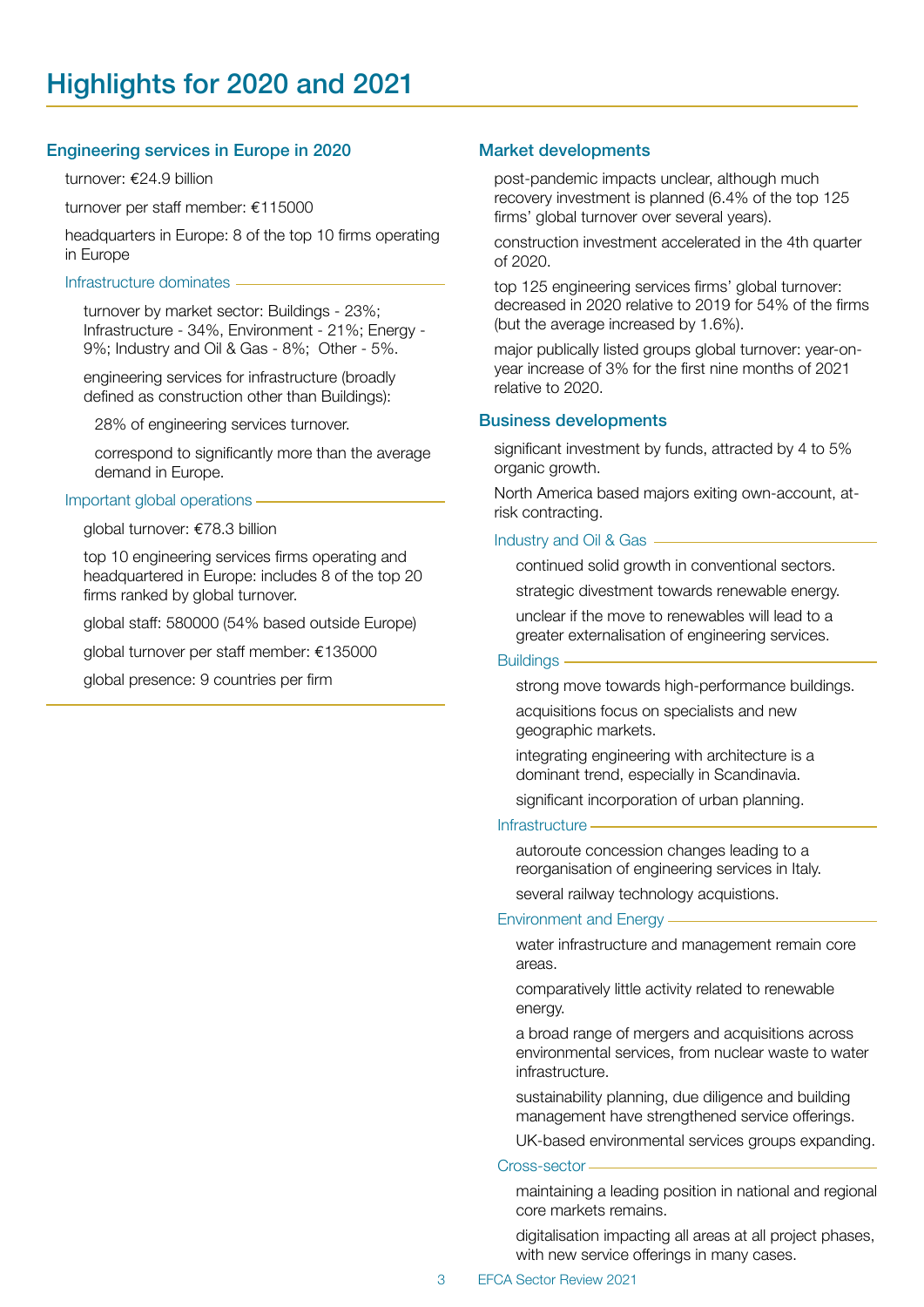# Highlights for 2020 and 2021

## Engineering services in Europe in 2020

- turnover: €24.9 billion
- turnover per staff member: €115000
- headquarters in Europe: 8 of the top 10 firms operating in Europe

### Infrastructure dominates

- turnover by market sector: Buildings - 23%; Infrastructure - 34%, Environment - 21%; Energy - 9%; Industry and Oil & Gas - 8%; Other - 5%.
- engineering services for infrastructure (broadly defined as construction other than Buildings):
  - 28% of engineering services turnover.
  - correspond to significantly more than the average demand in Europe.

### Important global operations

- global turnover: €78.3 billion
- top 10 engineering services firms operating and headquartered in Europe: includes 8 of the top 20 firms ranked by global turnover.
- global staff: 580000 (54% based outside Europe)
- global turnover per staff member: €135000
- global presence: 9 countries per firm

## Market developments

- post-pandemic impacts unclear, although much recovery investment is planned (6.4% of the top 125 firms' global turnover over several years).
- construction investment accelerated in the 4th quarter of 2020.
- top 125 engineering services firms' global turnover: decreased in 2020 relative to 2019 for 54% of the firms (but the average increased by 1.6%).
- major publically listed groups global turnover: year-on-year increase of 3% for the first nine months of 2021 relative to 2020.

## Business developments

- significant investment by funds, attracted by 4 to 5% organic growth.
- North America based majors exiting own-account, at-risk contracting.

### Industry and Oil & Gas

- continued solid growth in conventional sectors.
- strategic divestment towards renewable energy.
- unclear if the move to renewables will lead to a greater externalisation of engineering services.

### Buildings

- strong move towards high-performance buildings.
- acquisitions focus on specialists and new geographic markets.
- integrating engineering with architecture is a dominant trend, especially in Scandinavia.
- significant incorporation of urban planning.

### Infrastructure

- autoroute concession changes leading to a reorganisation of engineering services in Italy.
- several railway technology acquistions.

### Environment and Energy

- water infrastructure and management remain core areas.
- comparatively little activity related to renewable energy.
- a broad range of mergers and acquisitions across environmental services, from nuclear waste to water infrastructure.
- sustainability planning, due diligence and building management have strengthened service offerings.
- UK-based environmental services groups expanding.

### Cross-sector

- maintaining a leading position in national and regional core markets remains.
- digitalisation impacting all areas at all project phases, with new service offerings in many cases.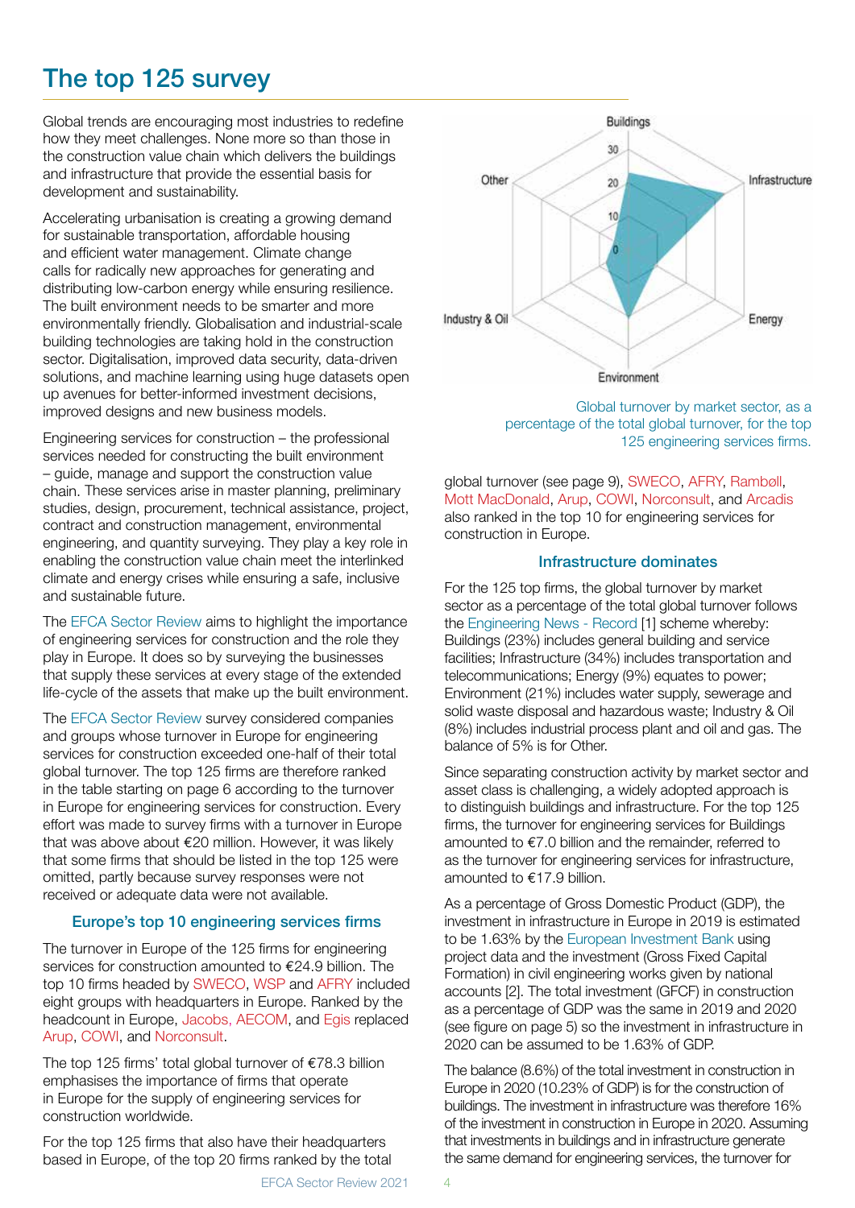# The top 125 survey

Global trends are encouraging most industries to redefine how they meet challenges. None more so than those in the construction value chain which delivers the buildings and infrastructure that provide the essential basis for development and sustainability.

Accelerating urbanisation is creating a growing demand for sustainable transportation, affordable housing and efficient water management. Climate change calls for radically new approaches for generating and distributing low-carbon energy while ensuring resilience. The built environment needs to be smarter and more environmentally friendly. Globalisation and industrial-scale building technologies are taking hold in the construction sector. Digitalisation, improved data security, data-driven solutions, and machine learning using huge datasets open up avenues for better-informed investment decisions, improved designs and new business models.

Engineering services for construction – the professional services needed for constructing the built environment – guide, manage and support the construction value chain. These services arise in master planning, preliminary studies, design, procurement, technical assistance, project, contract and construction management, environmental engineering, and quantity surveying. They play a key role in enabling the construction value chain meet the interlinked climate and energy crises while ensuring a safe, inclusive and sustainable future.

The EFCA Sector Review aims to highlight the importance of engineering services for construction and the role they play in Europe. It does so by surveying the businesses that supply these services at every stage of the extended life-cycle of the assets that make up the built environment.

The EFCA Sector Review survey considered companies and groups whose turnover in Europe for engineering services for construction exceeded one-half of their total global turnover. The top 125 firms are therefore ranked in the table starting on page 6 according to the turnover in Europe for engineering services for construction. Every effort was made to survey firms with a turnover in Europe that was above about €20 million. However, it was likely that some firms that should be listed in the top 125 were omitted, partly because survey responses were not received or adequate data were not available.

### Europe's top 10 engineering services firms

The turnover in Europe of the 125 firms for engineering services for construction amounted to €24.9 billion. The top 10 firms headed by SWECO, WSP and AFRY included eight groups with headquarters in Europe. Ranked by the headcount in Europe, Jacobs, AECOM, and Egis replaced Arup, COWI, and Norconsult.

The top 125 firms' total global turnover of €78.3 billion emphasises the importance of firms that operate in Europe for the supply of engineering services for construction worldwide.

For the top 125 firms that also have their headquarters based in Europe, of the top 20 firms ranked by the total global turnover (see page 9), SWECO, AFRY, Rambøll, Mott MacDonald, Arup, COWI, Norconsult, and Arcadis also ranked in the top 10 for engineering services for construction in Europe.

Global turnover by market sector, as a percentage of the total global turnover, for the top 125 engineering services firms.

### Infrastructure dominates

For the 125 top firms, the global turnover by market sector as a percentage of the total global turnover follows the Engineering News - Record [1] scheme whereby: Buildings (23%) includes general building and service facilities; Infrastructure (34%) includes transportation and telecommunications; Energy (9%) equates to power; Environment (21%) includes water supply, sewerage and solid waste disposal and hazardous waste; Industry & Oil (8%) includes industrial process plant and oil and gas. The balance of 5% is for Other.

Since separating construction activity by market sector and asset class is challenging, a widely adopted approach is to distinguish buildings and infrastructure. For the top 125 firms, the turnover for engineering services for Buildings amounted to €7.0 billion and the remainder, referred to as the turnover for engineering services for infrastructure, amounted to €17.9 billion.

As a percentage of Gross Domestic Product (GDP), the investment in infrastructure in Europe in 2019 is estimated to be 1.63% by the European Investment Bank using project data and the investment (Gross Fixed Capital Formation) in civil engineering works given by national accounts [2]. The total investment (GFCF) in construction as a percentage of GDP was the same in 2019 and 2020 (see figure on page 5) so the investment in infrastructure in 2020 can be assumed to be 1.63% of GDP.

The balance (8.6%) of the total investment in construction in Europe in 2020 (10.23% of GDP) is for the construction of buildings. The investment in infrastructure was therefore 16% of the investment in construction in Europe in 2020. Assuming that investments in buildings and in infrastructure generate the same demand for engineering services, the turnover for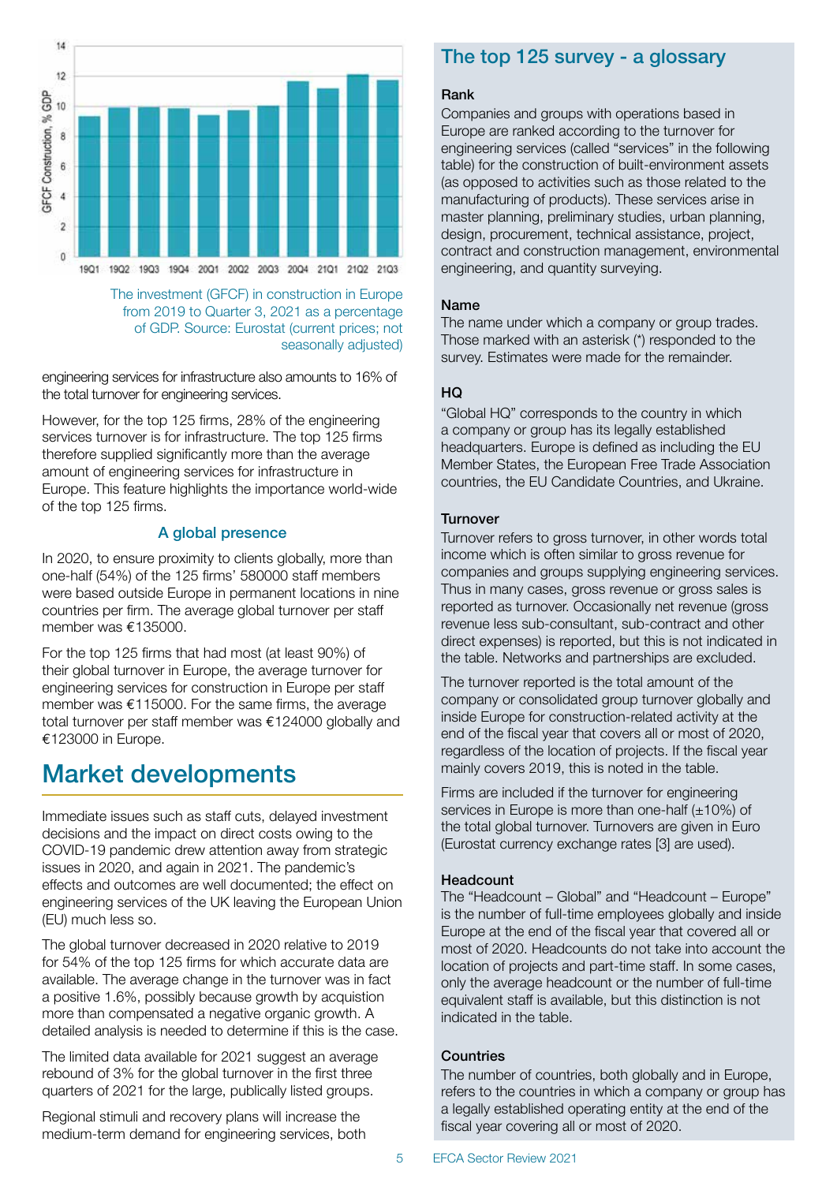The investment (GFCF) in construction in Europe from 2019 to Quarter 3, 2021 as a percentage of GDP. Source: Eurostat (current prices; not seasonally adjusted)

engineering services for infrastructure also amounts to 16% of the total turnover for engineering services.

However, for the top 125 firms, 28% of the engineering services turnover is for infrastructure. The top 125 firms therefore supplied significantly more than the average amount of engineering services for infrastructure in Europe. This feature highlights the importance world-wide of the top 125 firms.

### A global presence

In 2020, to ensure proximity to clients globally, more than one-half (54%) of the 125 firms' 580000 staff members were based outside Europe in permanent locations in nine countries per firm. The average global turnover per staff member was €135000.

For the top 125 firms that had most (at least 90%) of their global turnover in Europe, the average turnover for engineering services for construction in Europe per staff member was €115000. For the same firms, the average total turnover per staff member was €124000 globally and €123000 in Europe.

## Market developments

Immediate issues such as staff cuts, delayed investment decisions and the impact on direct costs owing to the COVID-19 pandemic drew attention away from strategic issues in 2020, and again in 2021. The pandemic's effects and outcomes are well documented; the effect on engineering services of the UK leaving the European Union (EU) much less so.

The global turnover decreased in 2020 relative to 2019 for 54% of the top 125 firms for which accurate data are available. The average change in the turnover was in fact a positive 1.6%, possibly because growth by acquistion more than compensated a negative organic growth. A detailed analysis is needed to determine if this is the case.

The limited data available for 2021 suggest an average rebound of 3% for the global turnover in the first three quarters of 2021 for the large, publically listed groups.

Regional stimuli and recovery plans will increase the medium-term demand for engineering services, both

## The top 125 survey - a glossary

**Rank**

Companies and groups with operations based in Europe are ranked according to the turnover for engineering services (called "services" in the following table) for the construction of built-environment assets (as opposed to activities such as those related to the manufacturing of products). These services arise in master planning, preliminary studies, urban planning, design, procurement, technical assistance, project, contract and construction management, environmental engineering, and quantity surveying.

**Name**

The name under which a company or group trades. Those marked with an asterisk (*) responded to the survey. Estimates were made for the remainder.

**HQ**

"Global HQ" corresponds to the country in which a company or group has its legally established headquarters. Europe is defined as including the EU Member States, the European Free Trade Association countries, the EU Candidate Countries, and Ukraine.

**Turnover**

Turnover refers to gross turnover, in other words total income which is often similar to gross revenue for companies and groups supplying engineering services. Thus in many cases, gross revenue or gross sales is reported as turnover. Occasionally net revenue (gross revenue less sub-consultant, sub-contract and other direct expenses) is reported, but this is not indicated in the table. Networks and partnerships are excluded.

The turnover reported is the total amount of the company or consolidated group turnover globally and inside Europe for construction-related activity at the end of the fiscal year that covers all or most of 2020, regardless of the location of projects. If the fiscal year mainly covers 2019, this is noted in the table.

Firms are included if the turnover for engineering services in Europe is more than one-half (±10%) of the total global turnover. Turnovers are given in Euro (Eurostat currency exchange rates [3] are used).

**Headcount**

The "Headcount – Global" and "Headcount – Europe" is the number of full-time employees globally and inside Europe at the end of the fiscal year that covered all or most of 2020. Headcounts do not take into account the location of projects and part-time staff. In some cases, only the average headcount or the number of full-time equivalent staff is available, but this distinction is not indicated in the table.

**Countries**

The number of countries, both globally and in Europe, refers to the countries in which a company or group has a legally established operating entity at the end of the fiscal year covering all or most of 2020.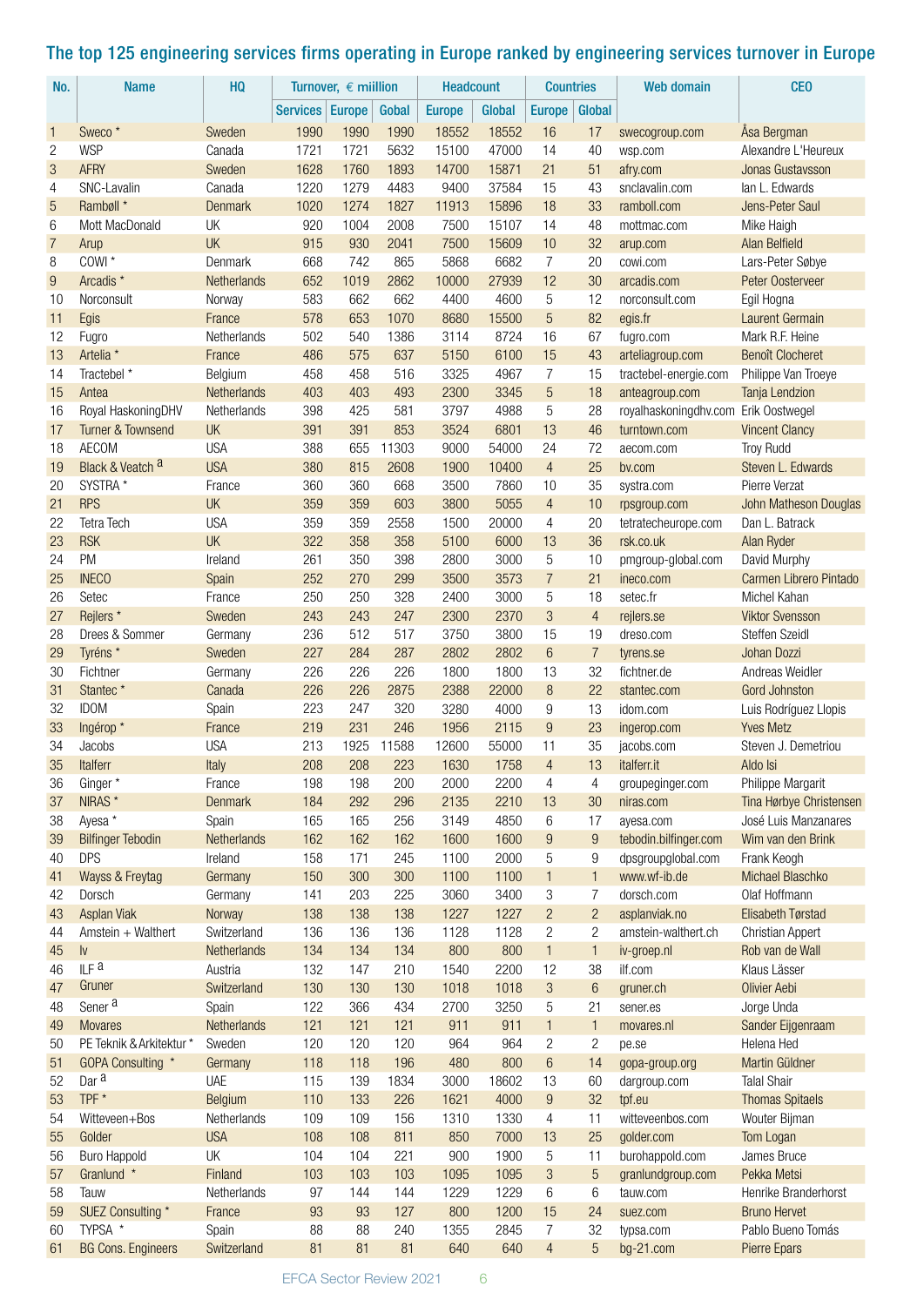## The top 125 engineering services firms operating in Europe ranked by engineering services turnover in Europe

| No. | Name | HQ | Turnover, € miillion | | | Headcount | | Countries | | Web domain | CEO |
|---|---|---|---|---|---|---|---|---|---|---|---|
| | | | Services | Europe | Gobal | Europe | Global | Europe | Global | | |
| 1 | Sweco * | Sweden | 1990 | 1990 | 1990 | 18552 | 18552 | 16 | 17 | swecogroup.com | Åsa Bergman |
| 2 | WSP | Canada | 1721 | 1721 | 5632 | 15100 | 47000 | 14 | 40 | wsp.com | Alexandre L'Heureux |
| 3 | AFRY | Sweden | 1628 | 1760 | 1893 | 14700 | 15871 | 21 | 51 | afry.com | Jonas Gustavsson |
| 4 | SNC-Lavalin | Canada | 1220 | 1279 | 4483 | 9400 | 37584 | 15 | 43 | snclavalin.com | Ian L. Edwards |
| 5 | Rambøll * | Denmark | 1020 | 1274 | 1827 | 11913 | 15896 | 18 | 33 | ramboll.com | Jens-Peter Saul |
| 6 | Mott MacDonald | UK | 920 | 1004 | 2008 | 7500 | 15107 | 14 | 48 | mottmac.com | Mike Haigh |
| 7 | Arup | UK | 915 | 930 | 2041 | 7500 | 15609 | 10 | 32 | arup.com | Alan Belfield |
| 8 | COWI * | Denmark | 668 | 742 | 865 | 5868 | 6682 | 7 | 20 | cowi.com | Lars-Peter Søbye |
| 9 | Arcadis * | Netherlands | 652 | 1019 | 2862 | 10000 | 27939 | 12 | 30 | arcadis.com | Peter Oosterveer |
| 10 | Norconsult | Norway | 583 | 662 | 662 | 4400 | 4600 | 5 | 12 | norconsult.com | Egil Hogna |
| 11 | Egis | France | 578 | 653 | 1070 | 8680 | 15500 | 5 | 82 | egis.fr | Laurent Germain |
| 12 | Fugro | Netherlands | 502 | 540 | 1386 | 3114 | 8724 | 16 | 67 | fugro.com | Mark R.F. Heine |
| 13 | Artelia * | France | 486 | 575 | 637 | 5150 | 6100 | 15 | 43 | arteliagroup.com | Benoît Clocheret |
| 14 | Tractebel * | Belgium | 458 | 458 | 516 | 3325 | 4967 | 7 | 15 | tractebel-energie.com | Philippe Van Troeye |
| 15 | Antea | Netherlands | 403 | 403 | 493 | 2300 | 3345 | 5 | 18 | anteagroup.com | Tanja Lendzion |
| 16 | Royal HaskoningDHV | Netherlands | 398 | 425 | 581 | 3797 | 4988 | 5 | 28 | royalhaskoningdhv.com | Erik Oostwegel |
| 17 | Turner & Townsend | UK | 391 | 391 | 853 | 3524 | 6801 | 13 | 46 | turntown.com | Vincent Clancy |
| 18 | AECOM | USA | 388 | 655 | 11303 | 9000 | 54000 | 24 | 72 | aecom.com | Troy Rudd |
| 19 | Black & Veatch [a] | USA | 380 | 815 | 2608 | 1900 | 10400 | 4 | 25 | bv.com | Steven L. Edwards |
| 20 | SYSTRA * | France | 360 | 360 | 668 | 3500 | 7860 | 10 | 35 | systra.com | Pierre Verzat |
| 21 | RPS | UK | 359 | 359 | 603 | 3800 | 5055 | 4 | 10 | rpsgroup.com | John Matheson Douglas |
| 22 | Tetra Tech | USA | 359 | 359 | 2558 | 1500 | 20000 | 4 | 20 | tetratecheurope.com | Dan L. Batrack |
| 23 | RSK | UK | 322 | 358 | 358 | 5100 | 6000 | 13 | 36 | rsk.co.uk | Alan Ryder |
| 24 | PM | Ireland | 261 | 350 | 398 | 2800 | 3000 | 5 | 10 | pmgroup-global.com | David Murphy |
| 25 | INECO | Spain | 252 | 270 | 299 | 3500 | 3573 | 7 | 21 | ineco.com | Carmen Librero Pintado |
| 26 | Setec | France | 250 | 250 | 328 | 2400 | 3000 | 5 | 18 | setec.fr | Michel Kahan |
| 27 | Rejlers * | Sweden | 243 | 243 | 247 | 2300 | 2370 | 3 | 4 | rejlers.se | Viktor Svensson |
| 28 | Drees & Sommer | Germany | 236 | 512 | 517 | 3750 | 3800 | 15 | 19 | dreso.com | Steffen Szeidl |
| 29 | Tyréns * | Sweden | 227 | 284 | 287 | 2802 | 2802 | 6 | 7 | tyrens.se | Johan Dozzi |
| 30 | Fichtner | Germany | 226 | 226 | 226 | 1800 | 1800 | 13 | 32 | fichtner.de | Andreas Weidler |
| 31 | Stantec * | Canada | 226 | 226 | 2875 | 2388 | 22000 | 8 | 22 | stantec.com | Gord Johnston |
| 32 | IDOM | Spain | 223 | 247 | 320 | 3280 | 4000 | 9 | 13 | idom.com | Luis Rodríguez Llopis |
| 33 | Ingérop * | France | 219 | 231 | 246 | 1956 | 2115 | 9 | 23 | ingerop.com | Yves Metz |
| 34 | Jacobs | USA | 213 | 1925 | 11588 | 12600 | 55000 | 11 | 35 | jacobs.com | Steven J. Demetriou |
| 35 | Italferr | Italy | 208 | 208 | 223 | 1630 | 1758 | 4 | 13 | italferr.it | Aldo Isi |
| 36 | Ginger * | France | 198 | 198 | 200 | 2000 | 2200 | 4 | 4 | groupeginger.com | Philippe Margarit |
| 37 | NIRAS * | Denmark | 184 | 292 | 296 | 2135 | 2210 | 13 | 30 | niras.com | Tina Hørbye Christensen |
| 38 | Ayesa * | Spain | 165 | 165 | 256 | 3149 | 4850 | 6 | 17 | ayesa.com | José Luis Manzanares |
| 39 | Bilfinger Tebodin | Netherlands | 162 | 162 | 162 | 1600 | 1600 | 9 | 9 | tebodin.bilfinger.com | Wim van den Brink |
| 40 | DPS | Ireland | 158 | 171 | 245 | 1100 | 2000 | 5 | 9 | dpsgroupglobal.com | Frank Keogh |
| 41 | Wayss & Freytag | Germany | 150 | 300 | 300 | 1100 | 1100 | 1 | 1 | www.wf-ib.de | Michael Blaschko |
| 42 | Dorsch | Germany | 141 | 203 | 225 | 3060 | 3400 | 3 | 7 | dorsch.com | Olaf Hoffmann |
| 43 | Asplan Viak | Norway | 138 | 138 | 138 | 1227 | 1227 | 2 | 2 | asplanviak.no | Elisabeth Tørstad |
| 44 | Amstein + Walthert | Switzerland | 136 | 136 | 136 | 1128 | 1128 | 2 | 2 | amstein-walthert.ch | Christian Appert |
| 45 | Iv | Netherlands | 134 | 134 | 134 | 800 | 800 | 1 | 1 | iv-groep.nl | Rob van de Wall |
| 46 | ILF [a] | Austria | 132 | 147 | 210 | 1540 | 2200 | 12 | 38 | ilf.com | Klaus Lässer |
| 47 | Gruner | Switzerland | 130 | 130 | 130 | 1018 | 1018 | 3 | 6 | gruner.ch | Olivier Aebi |
| 48 | Sener [a] | Spain | 122 | 366 | 434 | 2700 | 3250 | 5 | 21 | sener.es | Jorge Unda |
| 49 | Movares | Netherlands | 121 | 121 | 121 | 911 | 911 | 1 | 1 | movares.nl | Sander Eijgenraam |
| 50 | PE Teknik & Arkitektur * | Sweden | 120 | 120 | 120 | 964 | 964 | 2 | 2 | pe.se | Helena Hed |
| 51 | GOPA Consulting * | Germany | 118 | 118 | 196 | 480 | 800 | 6 | 14 | gopa-group.org | Martin Güldner |
| 52 | Dar [a] | UAE | 115 | 139 | 1834 | 3000 | 18602 | 13 | 60 | dargroup.com | Talal Shair |
| 53 | TPF * | Belgium | 110 | 133 | 226 | 1621 | 4000 | 9 | 32 | tpf.eu | Thomas Spitaels |
| 54 | Witteveen+Bos | Netherlands | 109 | 109 | 156 | 1310 | 1330 | 4 | 11 | witteveenbos.com | Wouter Bijman |
| 55 | Golder | USA | 108 | 108 | 811 | 850 | 7000 | 13 | 25 | golder.com | Tom Logan |
| 56 | Buro Happold | UK | 104 | 104 | 221 | 900 | 1900 | 5 | 11 | burohappold.com | James Bruce |
| 57 | Granlund * | Finland | 103 | 103 | 103 | 1095 | 1095 | 3 | 5 | granlundgroup.com | Pekka Metsi |
| 58 | Tauw | Netherlands | 97 | 144 | 144 | 1229 | 1229 | 6 | 6 | tauw.com | Henrike Branderhorst |
| 59 | SUEZ Consulting * | France | 93 | 93 | 127 | 800 | 1200 | 15 | 24 | suez.com | Bruno Hervet |
| 60 | TYPSA * | Spain | 88 | 88 | 240 | 1355 | 2845 | 7 | 32 | typsa.com | Pablo Bueno Tomás |
| 61 | BG Cons. Engineers | Switzerland | 81 | 81 | 81 | 640 | 640 | 4 | 5 | bg-21.com | Pierre Epars |

EFCA Sector Review 2021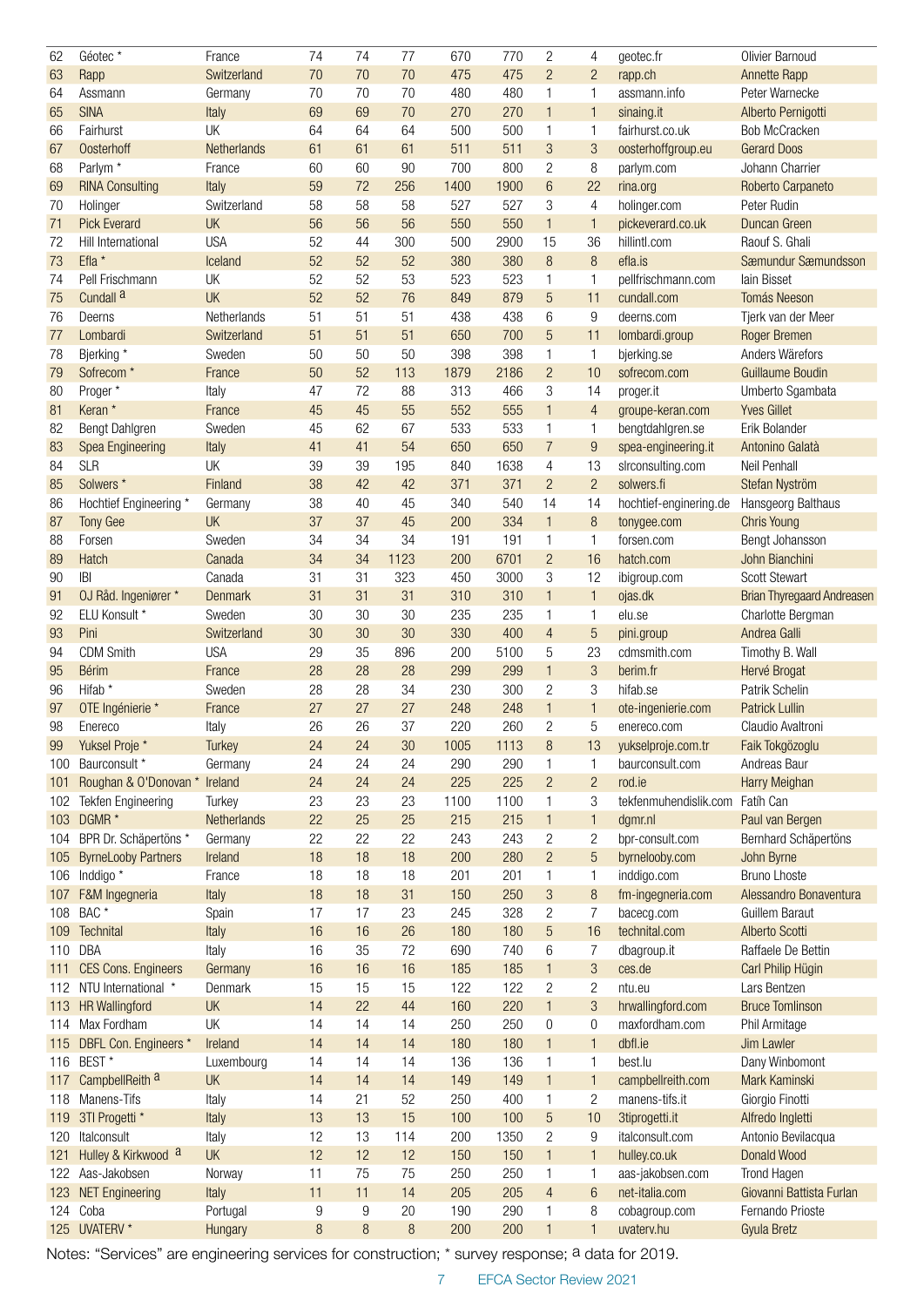| | | | | | | | | | | | |
|---|---|---|---|---|---|---|---|---|---|---|---|
| 62 | Géotec * | France | 74 | 74 | 77 | 670 | 770 | 2 | 4 | geotec.fr | Olivier Barnoud |
| 63 | Rapp | Switzerland | 70 | 70 | 70 | 475 | 475 | 2 | 2 | rapp.ch | Annette Rapp |
| 64 | Assmann | Germany | 70 | 70 | 70 | 480 | 480 | 1 | 1 | assmann.info | Peter Warnecke |
| 65 | SINA | Italy | 69 | 69 | 70 | 270 | 270 | 1 | 1 | sinaing.it | Alberto Pernigotti |
| 66 | Fairhurst | UK | 64 | 64 | 64 | 500 | 500 | 1 | 1 | fairhurst.co.uk | Bob McCracken |
| 67 | Oosterhoff | Netherlands | 61 | 61 | 61 | 511 | 511 | 3 | 3 | oosterhoffgroup.eu | Gerard Doos |
| 68 | Parlym * | France | 60 | 60 | 90 | 700 | 800 | 2 | 8 | parlym.com | Johann Charrier |
| 69 | RINA Consulting | Italy | 59 | 72 | 256 | 1400 | 1900 | 6 | 22 | rina.org | Roberto Carpaneto |
| 70 | Holinger | Switzerland | 58 | 58 | 58 | 527 | 527 | 3 | 4 | holinger.com | Peter Rudin |
| 71 | Pick Everard | UK | 56 | 56 | 56 | 550 | 550 | 1 | 1 | pickeverard.co.uk | Duncan Green |
| 72 | Hill International | USA | 52 | 44 | 300 | 500 | 2900 | 15 | 36 | hillintl.com | Raouf S. Ghali |
| 73 | Efla * | Iceland | 52 | 52 | 52 | 380 | 380 | 8 | 8 | efla.is | Sæmundur Sæmundsson |
| 74 | Pell Frischmann | UK | 52 | 52 | 53 | 523 | 523 | 1 | 1 | pellfrischmann.com | Iain Bisset |
| 75 | Cundall [a] | UK | 52 | 52 | 76 | 849 | 879 | 5 | 11 | cundall.com | Tomás Neeson |
| 76 | Deerns | Netherlands | 51 | 51 | 51 | 438 | 438 | 6 | 9 | deerns.com | Tjerk van der Meer |
| 77 | Lombardi | Switzerland | 51 | 51 | 51 | 650 | 700 | 5 | 11 | lombardi.group | Roger Bremen |
| 78 | Bjerking * | Sweden | 50 | 50 | 50 | 398 | 398 | 1 | 1 | bjerking.se | Anders Wärefors |
| 79 | Sofrecom * | France | 50 | 52 | 113 | 1879 | 2186 | 2 | 10 | sofrecom.com | Guillaume Boudin |
| 80 | Proger * | Italy | 47 | 72 | 88 | 313 | 466 | 3 | 14 | proger.it | Umberto Sgambata |
| 81 | Keran * | France | 45 | 45 | 55 | 552 | 555 | 1 | 4 | groupe-keran.com | Yves Gillet |
| 82 | Bengt Dahlgren | Sweden | 45 | 62 | 67 | 533 | 533 | 1 | 1 | bengtdahlgren.se | Erik Bolander |
| 83 | Spea Engineering | Italy | 41 | 41 | 54 | 650 | 650 | 7 | 9 | spea-engineering.it | Antonino Galatà |
| 84 | SLR | UK | 39 | 39 | 195 | 840 | 1638 | 4 | 13 | slrconsulting.com | Neil Penhall |
| 85 | Solwers * | Finland | 38 | 42 | 42 | 371 | 371 | 2 | 2 | solwers.fi | Stefan Nyström |
| 86 | Hochtief Engineering * | Germany | 38 | 40 | 45 | 340 | 540 | 14 | 14 | hochtief-enginering.de | Hansgeorg Balthaus |
| 87 | Tony Gee | UK | 37 | 37 | 45 | 200 | 334 | 1 | 8 | tonygee.com | Chris Young |
| 88 | Forsen | Sweden | 34 | 34 | 34 | 191 | 191 | 1 | 1 | forsen.com | Bengt Johansson |
| 89 | Hatch | Canada | 34 | 34 | 1123 | 200 | 6701 | 2 | 16 | hatch.com | John Bianchini |
| 90 | IBI | Canada | 31 | 31 | 323 | 450 | 3000 | 3 | 12 | ibigroup.com | Scott Stewart |
| 91 | OJ Råd. Ingeniører * | Denmark | 31 | 31 | 31 | 310 | 310 | 1 | 1 | ojas.dk | Brian Thyregaard Andreasen |
| 92 | ELU Konsult * | Sweden | 30 | 30 | 30 | 235 | 235 | 1 | 1 | elu.se | Charlotte Bergman |
| 93 | Pini | Switzerland | 30 | 30 | 30 | 330 | 400 | 4 | 5 | pini.group | Andrea Galli |
| 94 | CDM Smith | USA | 29 | 35 | 896 | 200 | 5100 | 5 | 23 | cdmsmith.com | Timothy B. Wall |
| 95 | Bérim | France | 28 | 28 | 28 | 299 | 299 | 1 | 3 | berim.fr | Hervé Brogat |
| 96 | Hifab * | Sweden | 28 | 28 | 34 | 230 | 300 | 2 | 3 | hifab.se | Patrik Schelin |
| 97 | OTE Ingénierie * | France | 27 | 27 | 27 | 248 | 248 | 1 | 1 | ote-ingenierie.com | Patrick Lullin |
| 98 | Enereco | Italy | 26 | 26 | 37 | 220 | 260 | 2 | 5 | enereco.com | Claudio Avaltroni |
| 99 | Yuksel Proje * | Turkey | 24 | 24 | 30 | 1005 | 1113 | 8 | 13 | yukselproje.com.tr | Faik Tokgözoglu |
| 100 | Baurconsult * | Germany | 24 | 24 | 24 | 290 | 290 | 1 | 1 | baurconsult.com | Andreas Baur |
| 101 | Roughan & O'Donovan * | Ireland | 24 | 24 | 24 | 225 | 225 | 2 | 2 | rod.ie | Harry Meighan |
| 102 | Tekfen Engineering | Turkey | 23 | 23 | 23 | 1100 | 1100 | 1 | 3 | tekfenmuhendislik.com | Fatih Can |
| 103 | DGMR * | Netherlands | 22 | 25 | 25 | 215 | 215 | 1 | 1 | dgmr.nl | Paul van Bergen |
| 104 | BPR Dr. Schäpertöns * | Germany | 22 | 22 | 22 | 243 | 243 | 2 | 2 | bpr-consult.com | Bernhard Schäpertöns |
| 105 | ByrneLooby Partners | Ireland | 18 | 18 | 18 | 200 | 280 | 2 | 5 | byrnelooby.com | John Byrne |
| 106 | Inddigo * | France | 18 | 18 | 18 | 201 | 201 | 1 | 1 | inddigo.com | Bruno Lhoste |
| 107 | F&M Ingegneria | Italy | 18 | 18 | 31 | 150 | 250 | 3 | 8 | fm-ingegneria.com | Alessandro Bonaventura |
| 108 | BAC * | Spain | 17 | 17 | 23 | 245 | 328 | 2 | 7 | bacecg.com | Guillem Baraut |
| 109 | Technital | Italy | 16 | 16 | 26 | 180 | 180 | 5 | 16 | technital.com | Alberto Scotti |
| 110 | DBA | Italy | 16 | 35 | 72 | 690 | 740 | 6 | 7 | dbagroup.it | Raffaele De Bettin |
| 111 | CES Cons. Engineers | Germany | 16 | 16 | 16 | 185 | 185 | 1 | 3 | ces.de | Carl Philip Hügin |
| 112 | NTU International * | Denmark | 15 | 15 | 15 | 122 | 122 | 2 | 2 | ntu.eu | Lars Bentzen |
| 113 | HR Wallingford | UK | 14 | 22 | 44 | 160 | 220 | 1 | 3 | hrwallingford.com | Bruce Tomlinson |
| 114 | Max Fordham | UK | 14 | 14 | 14 | 250 | 250 | 0 | 0 | maxfordham.com | Phil Armitage |
| 115 | DBFL Con. Engineers * | Ireland | 14 | 14 | 14 | 180 | 180 | 1 | 1 | dbfl.ie | Jim Lawler |
| 116 | BEST * | Luxembourg | 14 | 14 | 14 | 136 | 136 | 1 | 1 | best.lu | Dany Winbomont |
| 117 | CampbellReith [a] | UK | 14 | 14 | 14 | 149 | 149 | 1 | 1 | campbellreith.com | Mark Kaminski |
| 118 | Manens-Tifs | Italy | 14 | 21 | 52 | 250 | 400 | 1 | 2 | manens-tifs.it | Giorgio Finotti |
| 119 | 3TI Progetti * | Italy | 13 | 13 | 15 | 100 | 100 | 5 | 10 | 3tiprogetti.it | Alfredo Ingletti |
| 120 | Italconsult | Italy | 12 | 13 | 114 | 200 | 1350 | 2 | 9 | italconsult.com | Antonio Bevilacqua |
| 121 | Hulley & Kirkwood [a] | UK | 12 | 12 | 12 | 150 | 150 | 1 | 1 | hulley.co.uk | Donald Wood |
| 122 | Aas-Jakobsen | Norway | 11 | 75 | 75 | 250 | 250 | 1 | 1 | aas-jakobsen.com | Trond Hagen |
| 123 | NET Engineering | Italy | 11 | 11 | 14 | 205 | 205 | 4 | 6 | net-italia.com | Giovanni Battista Furlan |
| 124 | Coba | Portugal | 9 | 9 | 20 | 190 | 290 | 1 | 8 | cobagroup.com | Fernando Prioste |
| 125 | UVATERV * | Hungary | 8 | 8 | 8 | 200 | 200 | 1 | 1 | uvaterv.hu | Gyula Bretz |

Notes: "Services" are engineering services for construction; * survey response; [a] data for 2019.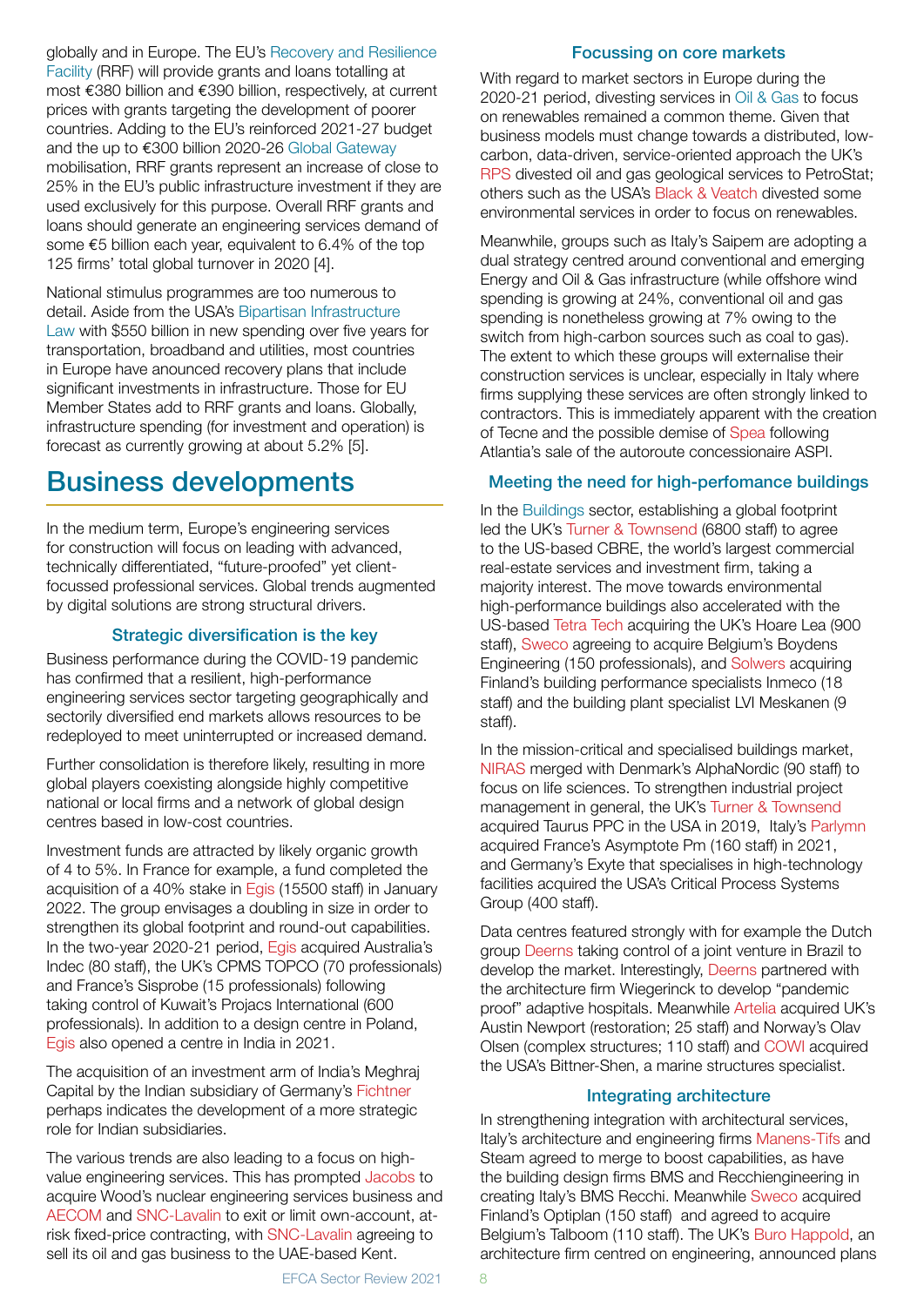globally and in Europe. The EU's Recovery and Resilience Facility (RRF) will provide grants and loans totalling at most €380 billion and €390 billion, respectively, at current prices with grants targeting the development of poorer countries. Adding to the EU's reinforced 2021-27 budget and the up to €300 billion 2020-26 Global Gateway mobilisation, RRF grants represent an increase of close to 25% in the EU's public infrastructure investment if they are used exclusively for this purpose. Overall RRF grants and loans should generate an engineering services demand of some €5 billion each year, equivalent to 6.4% of the top 125 firms' total global turnover in 2020 [4].

National stimulus programmes are too numerous to detail. Aside from the USA's Bipartisan Infrastructure Law with $550 billion in new spending over five years for transportation, broadband and utilities, most countries in Europe have anounced recovery plans that include significant investments in infrastructure. Those for EU Member States add to RRF grants and loans. Globally, infrastructure spending (for investment and operation) is forecast as currently growing at about 5.2% [5].

# Business developments

In the medium term, Europe's engineering services for construction will focus on leading with advanced, technically differentiated, "future-proofed" yet client-focussed professional services. Global trends augmented by digital solutions are strong structural drivers.

### Strategic diversification is the key

Business performance during the COVID-19 pandemic has confirmed that a resilient, high-performance engineering services sector targeting geographically and sectorily diversified end markets allows resources to be redeployed to meet uninterrupted or increased demand.

Further consolidation is therefore likely, resulting in more global players coexisting alongside highly competitive national or local firms and a network of global design centres based in low-cost countries.

Investment funds are attracted by likely organic growth of 4 to 5%. In France for example, a fund completed the acquisition of a 40% stake in Egis (15500 staff) in January 2022. The group envisages a doubling in size in order to strengthen its global footprint and round-out capabilities. In the two-year 2020-21 period, Egis acquired Australia's Indec (80 staff), the UK's CPMS TOPCO (70 professionals) and France's Sisprobe (15 professionals) following taking control of Kuwait's Projacs International (600 professionals). In addition to a design centre in Poland, Egis also opened a centre in India in 2021.

The acquisition of an investment arm of India's Meghraj Capital by the Indian subsidiary of Germany's Fichtner perhaps indicates the development of a more strategic role for Indian subsidiaries.

The various trends are also leading to a focus on high-value engineering services. This has prompted Jacobs to acquire Wood's nuclear engineering services business and AECOM and SNC-Lavalin to exit or limit own-account, at-risk fixed-price contracting, with SNC-Lavalin agreeing to sell its oil and gas business to the UAE-based Kent.

### Focussing on core markets

With regard to market sectors in Europe during the 2020-21 period, divesting services in Oil & Gas to focus on renewables remained a common theme. Given that business models must change towards a distributed, low-carbon, data-driven, service-oriented approach the UK's RPS divested oil and gas geological services to PetroStat; others such as the USA's Black & Veatch divested some environmental services in order to focus on renewables.

Meanwhile, groups such as Italy's Saipem are adopting a dual strategy centred around conventional and emerging Energy and Oil & Gas infrastructure (while offshore wind spending is growing at 24%, conventional oil and gas spending is nonetheless growing at 7% owing to the switch from high-carbon sources such as coal to gas). The extent to which these groups will externalise their construction services is unclear, especially in Italy where firms supplying these services are often strongly linked to contractors. This is immediately apparent with the creation of Tecne and the possible demise of Spea following Atlantia's sale of the autoroute concessionaire ASPI.

### Meeting the need for high-perfomance buildings

In the Buildings sector, establishing a global footprint led the UK's Turner & Townsend (6800 staff) to agree to the US-based CBRE, the world's largest commercial real-estate services and investment firm, taking a majority interest. The move towards environmental high-performance buildings also accelerated with the US-based Tetra Tech acquiring the UK's Hoare Lea (900 staff), Sweco agreeing to acquire Belgium's Boydens Engineering (150 professionals), and Solwers acquiring Finland's building performance specialists Inmeco (18 staff) and the building plant specialist LVI Meskanen (9 staff).

In the mission-critical and specialised buildings market, NIRAS merged with Denmark's AlphaNordic (90 staff) to focus on life sciences. To strengthen industrial project management in general, the UK's Turner & Townsend acquired Taurus PPC in the USA in 2019, Italy's Parlymn acquired France's Asymptote Pm (160 staff) in 2021, and Germany's Exyte that specialises in high-technology facilities acquired the USA's Critical Process Systems Group (400 staff).

Data centres featured strongly with for example the Dutch group Deerns taking control of a joint venture in Brazil to develop the market. Interestingly, Deerns partnered with the architecture firm Wiegerinck to develop "pandemic proof" adaptive hospitals. Meanwhile Artelia acquired UK's Austin Newport (restoration; 25 staff) and Norway's Olav Olsen (complex structures; 110 staff) and COWI acquired the USA's Bittner-Shen, a marine structures specialist.

### Integrating architecture

In strengthening integration with architectural services, Italy's architecture and engineering firms Manens-Tifs and Steam agreed to merge to boost capabilities, as have the building design firms BMS and Recchiengineering in creating Italy's BMS Recchi. Meanwhile Sweco acquired Finland's Optiplan (150 staff) and agreed to acquire Belgium's Talboom (110 staff). The UK's Buro Happold, an architecture firm centred on engineering, announced plans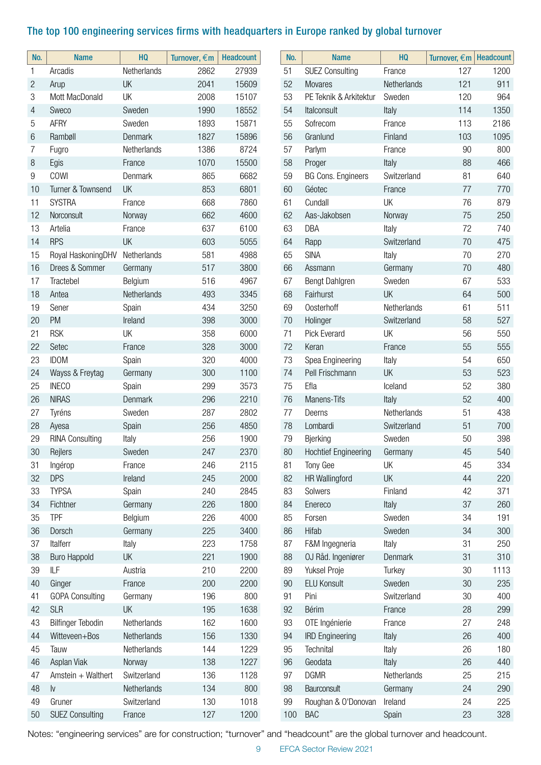## The top 100 engineering services firms with headquarters in Europe ranked by global turnover

| No. | Name | HQ | Turnover, €m | Headcount |
|---|---|---|---|---|
| 1 | Arcadis | Netherlands | 2862 | 27939 |
| 2 | Arup | UK | 2041 | 15609 |
| 3 | Mott MacDonald | UK | 2008 | 15107 |
| 4 | Sweco | Sweden | 1990 | 18552 |
| 5 | AFRY | Sweden | 1893 | 15871 |
| 6 | Rambøll | Denmark | 1827 | 15896 |
| 7 | Fugro | Netherlands | 1386 | 8724 |
| 8 | Egis | France | 1070 | 15500 |
| 9 | COWI | Denmark | 865 | 6682 |
| 10 | Turner & Townsend | UK | 853 | 6801 |
| 11 | SYSTRA | France | 668 | 7860 |
| 12 | Norconsult | Norway | 662 | 4600 |
| 13 | Artelia | France | 637 | 6100 |
| 14 | RPS | UK | 603 | 5055 |
| 15 | Royal HaskoningDHV | Netherlands | 581 | 4988 |
| 16 | Drees & Sommer | Germany | 517 | 3800 |
| 17 | Tractebel | Belgium | 516 | 4967 |
| 18 | Antea | Netherlands | 493 | 3345 |
| 19 | Sener | Spain | 434 | 3250 |
| 20 | PM | Ireland | 398 | 3000 |
| 21 | RSK | UK | 358 | 6000 |
| 22 | Setec | France | 328 | 3000 |
| 23 | IDOM | Spain | 320 | 4000 |
| 24 | Wayss & Freytag | Germany | 300 | 1100 |
| 25 | INECO | Spain | 299 | 3573 |
| 26 | NIRAS | Denmark | 296 | 2210 |
| 27 | Tyréns | Sweden | 287 | 2802 |
| 28 | Ayesa | Spain | 256 | 4850 |
| 29 | RINA Consulting | Italy | 256 | 1900 |
| 30 | Rejlers | Sweden | 247 | 2370 |
| 31 | Ingérop | France | 246 | 2115 |
| 32 | DPS | Ireland | 245 | 2000 |
| 33 | TYPSA | Spain | 240 | 2845 |
| 34 | Fichtner | Germany | 226 | 1800 |
| 35 | TPF | Belgium | 226 | 4000 |
| 36 | Dorsch | Germany | 225 | 3400 |
| 37 | Italferr | Italy | 223 | 1758 |
| 38 | Buro Happold | UK | 221 | 1900 |
| 39 | ILF | Austria | 210 | 2200 |
| 40 | Ginger | France | 200 | 2200 |
| 41 | GOPA Consulting | Germany | 196 | 800 |
| 42 | SLR | UK | 195 | 1638 |
| 43 | Bilfinger Tebodin | Netherlands | 162 | 1600 |
| 44 | Witteveen+Bos | Netherlands | 156 | 1330 |
| 45 | Tauw | Netherlands | 144 | 1229 |
| 46 | Asplan Viak | Norway | 138 | 1227 |
| 47 | Amstein + Walthert | Switzerland | 136 | 1128 |
| 48 | Iv | Netherlands | 134 | 800 |
| 49 | Gruner | Switzerland | 130 | 1018 |
| 50 | SUEZ Consulting | France | 127 | 1200 |
| 51 | SUEZ Consulting | France | 127 | 1200 |
| 52 | Movares | Netherlands | 121 | 911 |
| 53 | PE Teknik & Arkitektur | Sweden | 120 | 964 |
| 54 | Italconsult | Italy | 114 | 1350 |
| 55 | Sofrecom | France | 113 | 2186 |
| 56 | Granlund | Finland | 103 | 1095 |
| 57 | Parlym | France | 90 | 800 |
| 58 | Proger | Italy | 88 | 466 |
| 59 | BG Cons. Engineers | Switzerland | 81 | 640 |
| 60 | Géotec | France | 77 | 770 |
| 61 | Cundall | UK | 76 | 879 |
| 62 | Aas-Jakobsen | Norway | 75 | 250 |
| 63 | DBA | Italy | 72 | 740 |
| 64 | Rapp | Switzerland | 70 | 475 |
| 65 | SINA | Italy | 70 | 270 |
| 66 | Assmann | Germany | 70 | 480 |
| 67 | Bengt Dahlgren | Sweden | 67 | 533 |
| 68 | Fairhurst | UK | 64 | 500 |
| 69 | Oosterhoff | Netherlands | 61 | 511 |
| 70 | Holinger | Switzerland | 58 | 527 |
| 71 | Pick Everard | UK | 56 | 550 |
| 72 | Keran | France | 55 | 555 |
| 73 | Spea Engineering | Italy | 54 | 650 |
| 74 | Pell Frischmann | UK | 53 | 523 |
| 75 | Efla | Iceland | 52 | 380 |
| 76 | Manens-Tifs | Italy | 52 | 400 |
| 77 | Deerns | Netherlands | 51 | 438 |
| 78 | Lombardi | Switzerland | 51 | 700 |
| 79 | Bjerking | Sweden | 50 | 398 |
| 80 | Hochtief Engineering | Germany | 45 | 540 |
| 81 | Tony Gee | UK | 45 | 334 |
| 82 | HR Wallingford | UK | 44 | 220 |
| 83 | Solwers | Finland | 42 | 371 |
| 84 | Enereco | Italy | 37 | 260 |
| 85 | Forsen | Sweden | 34 | 191 |
| 86 | Hifab | Sweden | 34 | 300 |
| 87 | F&M Ingegneria | Italy | 31 | 250 |
| 88 | OJ Råd. Ingeniører | Denmark | 31 | 310 |
| 89 | Yuksel Proje | Turkey | 30 | 1113 |
| 90 | ELU Konsult | Sweden | 30 | 235 |
| 91 | Pini | Switzerland | 30 | 400 |
| 92 | Bérim | France | 28 | 299 |
| 93 | OTE Ingénierie | France | 27 | 248 |
| 94 | IRD Engineering | Italy | 26 | 400 |
| 95 | Technital | Italy | 26 | 180 |
| 96 | Geodata | Italy | 26 | 440 |
| 97 | DGMR | Netherlands | 25 | 215 |
| 98 | Bauconsult | Germany | 24 | 290 |
| 99 | Roughan & O'Donovan | Ireland | 24 | 225 |
| 100 | BAC | Spain | 23 | 328 |

Notes: "engineering services" are for construction; "turnover" and "headcount" are the global turnover and headcount.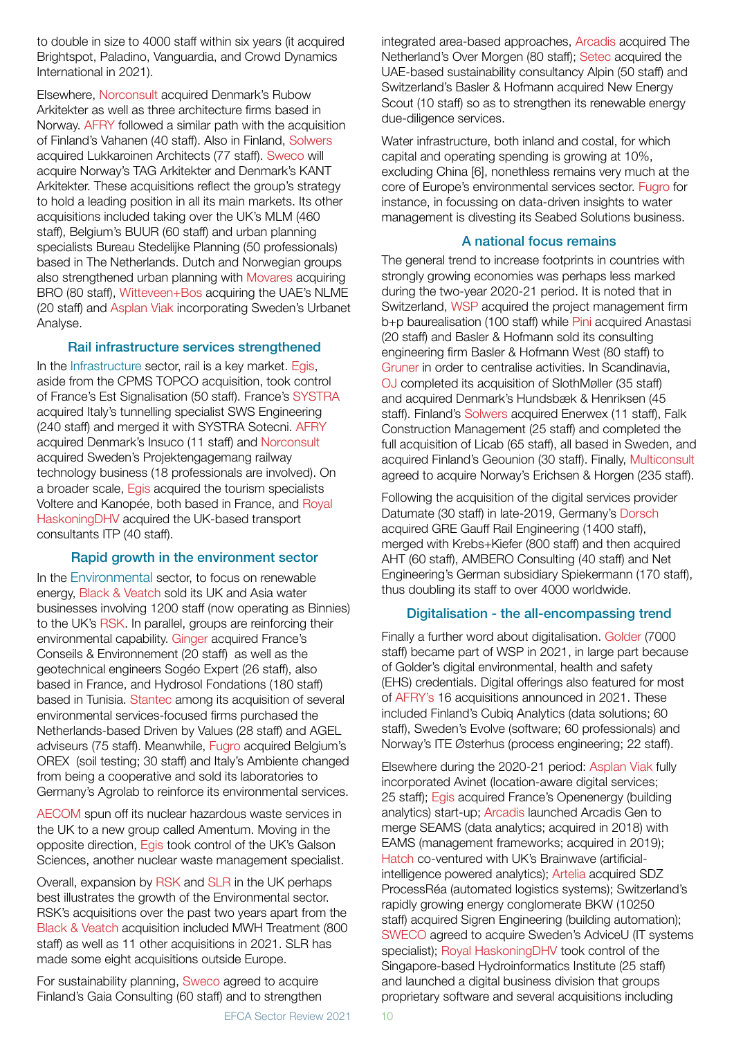to double in size to 4000 staff within six years (it acquired Brightspot, Paladino, Vanguardia, and Crowd Dynamics International in 2021).

Elsewhere, Norconsult acquired Denmark's Rubow Arkitekter as well as three architecture firms based in Norway. AFRY followed a similar path with the acquisition of Finland's Vahanen (40 staff). Also in Finland, Solwers acquired Lukkaroinen Architects (77 staff). Sweco will acquire Norway's TAG Arkitekter and Denmark's KANT Arkitekter. These acquisitions reflect the group's strategy to hold a leading position in all its main markets. Its other acquisitions included taking over the UK's MLM (460 staff), Belgium's BUUR (60 staff) and urban planning specialists Bureau Stedelijke Planning (50 professionals) based in The Netherlands. Dutch and Norwegian groups also strengthened urban planning with Movares acquiring BRO (80 staff), Witteveen+Bos acquiring the UAE's NLME (20 staff) and Asplan Viak incorporating Sweden's Urbanet Analyse.

### Rail infrastructure services strengthened

In the Infrastructure sector, rail is a key market. Egis, aside from the CPMS TOPCO acquisition, took control of France's Est Signalisation (50 staff). France's SYSTRA acquired Italy's tunnelling specialist SWS Engineering (240 staff) and merged it with SYSTRA Sotecni. AFRY acquired Denmark's Insuco (11 staff) and Norconsult acquired Sweden's Projektengagemang railway technology business (18 professionals are involved). On a broader scale, Egis acquired the tourism specialists Voltere and Kanopée, both based in France, and Royal HaskoningDHV acquired the UK-based transport consultants ITP (40 staff).

### Rapid growth in the environment sector

In the Environmental sector, to focus on renewable energy, Black & Veatch sold its UK and Asia water businesses involving 1200 staff (now operating as Binnies) to the UK's RSK. In parallel, groups are reinforcing their environmental capability. Ginger acquired France's Conseils & Environnement (20 staff) as well as the geotechnical engineers Sogéo Expert (26 staff), also based in France, and Hydrosol Fondations (180 staff) based in Tunisia. Stantec among its acquisition of several environmental services-focused firms purchased the Netherlands-based Driven by Values (28 staff) and AGEL adviseurs (75 staff). Meanwhile, Fugro acquired Belgium's OREX (soil testing; 30 staff) and Italy's Ambiente changed from being a cooperative and sold its laboratories to Germany's Agrolab to reinforce its environmental services.

AECOM spun off its nuclear hazardous waste services in the UK to a new group called Amentum. Moving in the opposite direction, Egis took control of the UK's Galson Sciences, another nuclear waste management specialist.

Overall, expansion by RSK and SLR in the UK perhaps best illustrates the growth of the Environmental sector. RSK's acquisitions over the past two years apart from the Black & Veatch acquisition included MWH Treatment (800 staff) as well as 11 other acquisitions in 2021. SLR has made some eight acquisitions outside Europe.

For sustainability planning, Sweco agreed to acquire Finland's Gaia Consulting (60 staff) and to strengthen integrated area-based approaches, Arcadis acquired The Netherland's Over Morgen (80 staff); Setec acquired the UAE-based sustainability consultancy Alpin (50 staff) and Switzerland's Basler & Hofmann acquired New Energy Scout (10 staff) so as to strengthen its renewable energy due-diligence services.

Water infrastructure, both inland and costal, for which capital and operating spending is growing at 10%, excluding China [6], nonethless remains very much at the core of Europe's environmental services sector. Fugro for instance, in focussing on data-driven insights to water management is divesting its Seabed Solutions business.

### A national focus remains

The general trend to increase footprints in countries with strongly growing economies was perhaps less marked during the two-year 2020-21 period. It is noted that in Switzerland, WSP acquired the project management firm b+p baurealisation (100 staff) while Pini acquired Anastasi (20 staff) and Basler & Hofmann sold its consulting engineering firm Basler & Hofmann West (80 staff) to Gruner in order to centralise activities. In Scandinavia, OJ completed its acquisition of SlothMøller (35 staff) and acquired Denmark's Hundsbæk & Henriksen (45 staff). Finland's Solwers acquired Enerwex (11 staff), Falk Construction Management (25 staff) and completed the full acquisition of Licab (65 staff), all based in Sweden, and acquired Finland's Geounion (30 staff). Finally, Multiconsult agreed to acquire Norway's Erichsen & Horgen (235 staff).

Following the acquisition of the digital services provider Datumate (30 staff) in late-2019, Germany's Dorsch acquired GRE Gauff Rail Engineering (1400 staff), merged with Krebs+Kiefer (800 staff) and then acquired AHT (60 staff), AMBERO Consulting (40 staff) and Net Engineering's German subsidiary Spiekermann (170 staff), thus doubling its staff to over 4000 worldwide.

### Digitalisation - the all-encompassing trend

Finally a further word about digitalisation. Golder (7000 staff) became part of WSP in 2021, in large part because of Golder's digital environmental, health and safety (EHS) credentials. Digital offerings also featured for most of AFRY's 16 acquisitions announced in 2021. These included Finland's Cubiq Analytics (data solutions; 60 staff), Sweden's Evolve (software; 60 professionals) and Norway's ITE Østerhus (process engineering; 22 staff).

Elsewhere during the 2020-21 period: Asplan Viak fully incorporated Avinet (location-aware digital services; 25 staff); Egis acquired France's Openenergy (building analytics) start-up; Arcadis launched Arcadis Gen to merge SEAMS (data analytics; acquired in 2018) with EAMS (management frameworks; acquired in 2019); Hatch co-ventured with UK's Brainwave (artificial-intelligence powered analytics); Artelia acquired SDZ ProcessRéa (automated logistics systems); Switzerland's rapidly growing energy conglomerate BKW (10250 staff) acquired Sigren Engineering (building automation); SWECO agreed to acquire Sweden's AdviceU (IT systems specialist); Royal HaskoningDHV took control of the Singapore-based Hydroinformatics Institute (25 staff) and launched a digital business division that groups proprietary software and several acquisitions including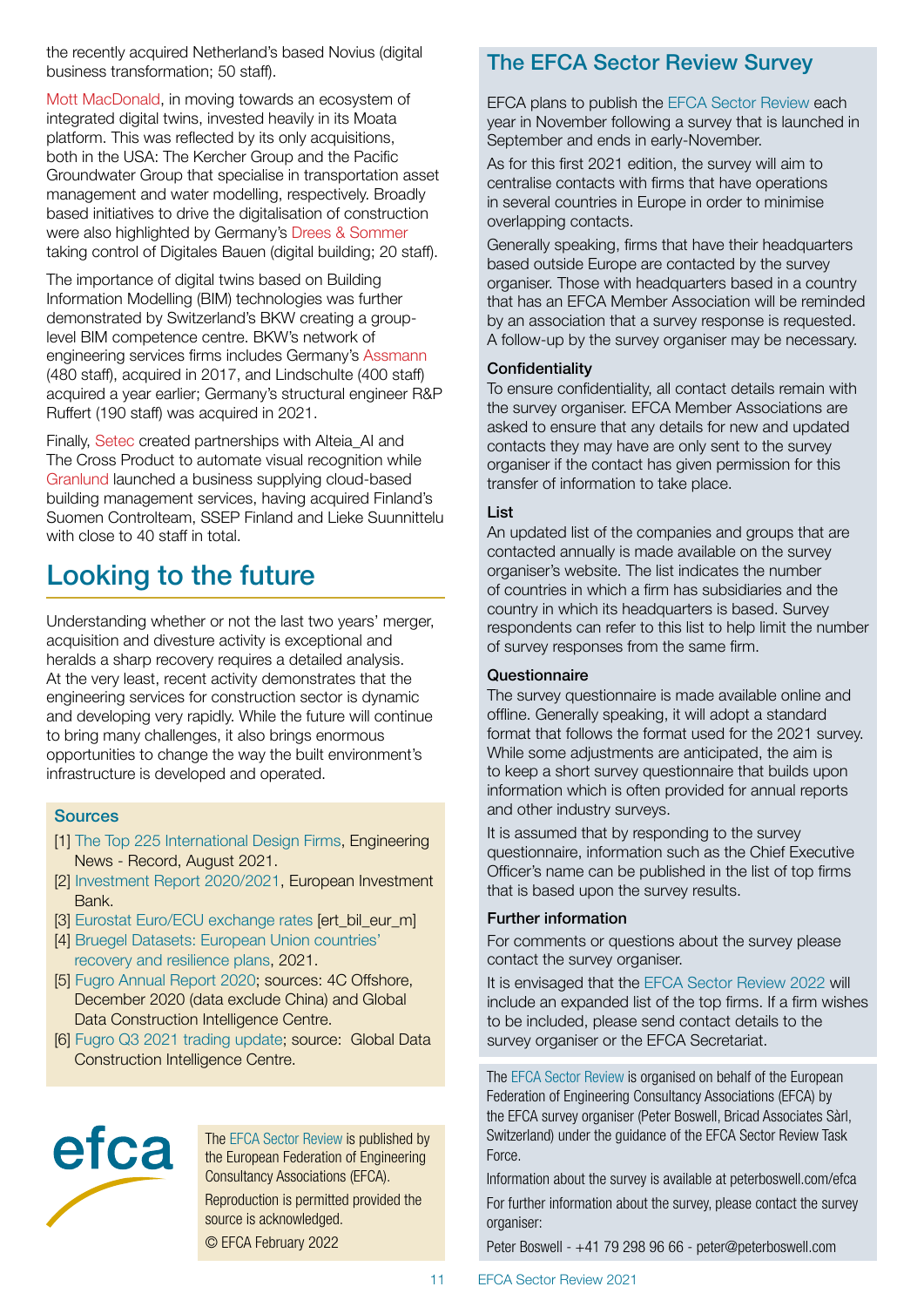the recently acquired Netherland's based Novius (digital business transformation; 50 staff).

Mott MacDonald, in moving towards an ecosystem of integrated digital twins, invested heavily in its Moata platform. This was reflected by its only acquisitions, both in the USA: The Kercher Group and the Pacific Groundwater Group that specialise in transportation asset management and water modelling, respectively. Broadly based initiatives to drive the digitalisation of construction were also highlighted by Germany's Drees & Sommer taking control of Digitales Bauen (digital building; 20 staff).

The importance of digital twins based on Building Information Modelling (BIM) technologies was further demonstrated by Switzerland's BKW creating a group-level BIM competence centre. BKW's network of engineering services firms includes Germany's Assmann (480 staff), acquired in 2017, and Lindschulte (400 staff) acquired a year earlier; Germany's structural engineer R&P Ruffert (190 staff) was acquired in 2021.

Finally, Setec created partnerships with Alteia_AI and The Cross Product to automate visual recognition while Granlund launched a business supplying cloud-based building management services, having acquired Finland's Suomen Controlteam, SSEP Finland and Lieke Suunnittelu with close to 40 staff in total.

# Looking to the future

Understanding whether or not the last two years' merger, acquisition and divesture activity is exceptional and heralds a sharp recovery requires a detailed analysis. At the very least, recent activity demonstrates that the engineering services for construction sector is dynamic and developing very rapidly. While the future will continue to bring many challenges, it also brings enormous opportunities to change the way the built environment's infrastructure is developed and operated.

### Sources

[1] The Top 225 International Design Firms, Engineering News - Record, August 2021.

[2] Investment Report 2020/2021, European Investment Bank.

[3] Eurostat Euro/ECU exchange rates [ert_bil_eur_m]

[4] Bruegel Datasets: European Union countries' recovery and resilience plans, 2021.

[5] Fugro Annual Report 2020; sources: 4C Offshore, December 2020 (data exclude China) and Global Data Construction Intelligence Centre.

[6] Fugro Q3 2021 trading update; source: Global Data Construction Intelligence Centre.

efca

The EFCA Sector Review is published by the European Federation of Engineering Consultancy Associations (EFCA).

Reproduction is permitted provided the source is acknowledged.

© EFCA February 2022

## The EFCA Sector Review Survey

EFCA plans to publish the EFCA Sector Review each year in November following a survey that is launched in September and ends in early-November.

As for this first 2021 edition, the survey will aim to centralise contacts with firms that have operations in several countries in Europe in order to minimise overlapping contacts.

Generally speaking, firms that have their headquarters based outside Europe are contacted by the survey organiser. Those with headquarters based in a country that has an EFCA Member Association will be reminded by an association that a survey response is requested. A follow-up by the survey organiser may be necessary.

#### Confidentiality

To ensure confidentiality, all contact details remain with the survey organiser. EFCA Member Associations are asked to ensure that any details for new and updated contacts they may have are only sent to the survey organiser if the contact has given permission for this transfer of information to take place.

#### List

An updated list of the companies and groups that are contacted annually is made available on the survey organiser's website. The list indicates the number of countries in which a firm has subsidiaries and the country in which its headquarters is based. Survey respondents can refer to this list to help limit the number of survey responses from the same firm.

#### Questionnaire

The survey questionnaire is made available online and offline. Generally speaking, it will adopt a standard format that follows the format used for the 2021 survey. While some adjustments are anticipated, the aim is to keep a short survey questionnaire that builds upon information which is often provided for annual reports and other industry surveys.

It is assumed that by responding to the survey questionnaire, information such as the Chief Executive Officer's name can be published in the list of top firms that is based upon the survey results.

#### Further information

For comments or questions about the survey please contact the survey organiser.

It is envisaged that the EFCA Sector Review 2022 will include an expanded list of the top firms. If a firm wishes to be included, please send contact details to the survey organiser or the EFCA Secretariat.

The EFCA Sector Review is organised on behalf of the European Federation of Engineering Consultancy Associations (EFCA) by the EFCA survey organiser (Peter Boswell, Bricad Associates Sàrl, Switzerland) under the guidance of the EFCA Sector Review Task Force.

Information about the survey is available at peterboswell.com/efca

For further information about the survey, please contact the survey organiser:

Peter Boswell - +41 79 298 96 66 - peter@peterboswell.com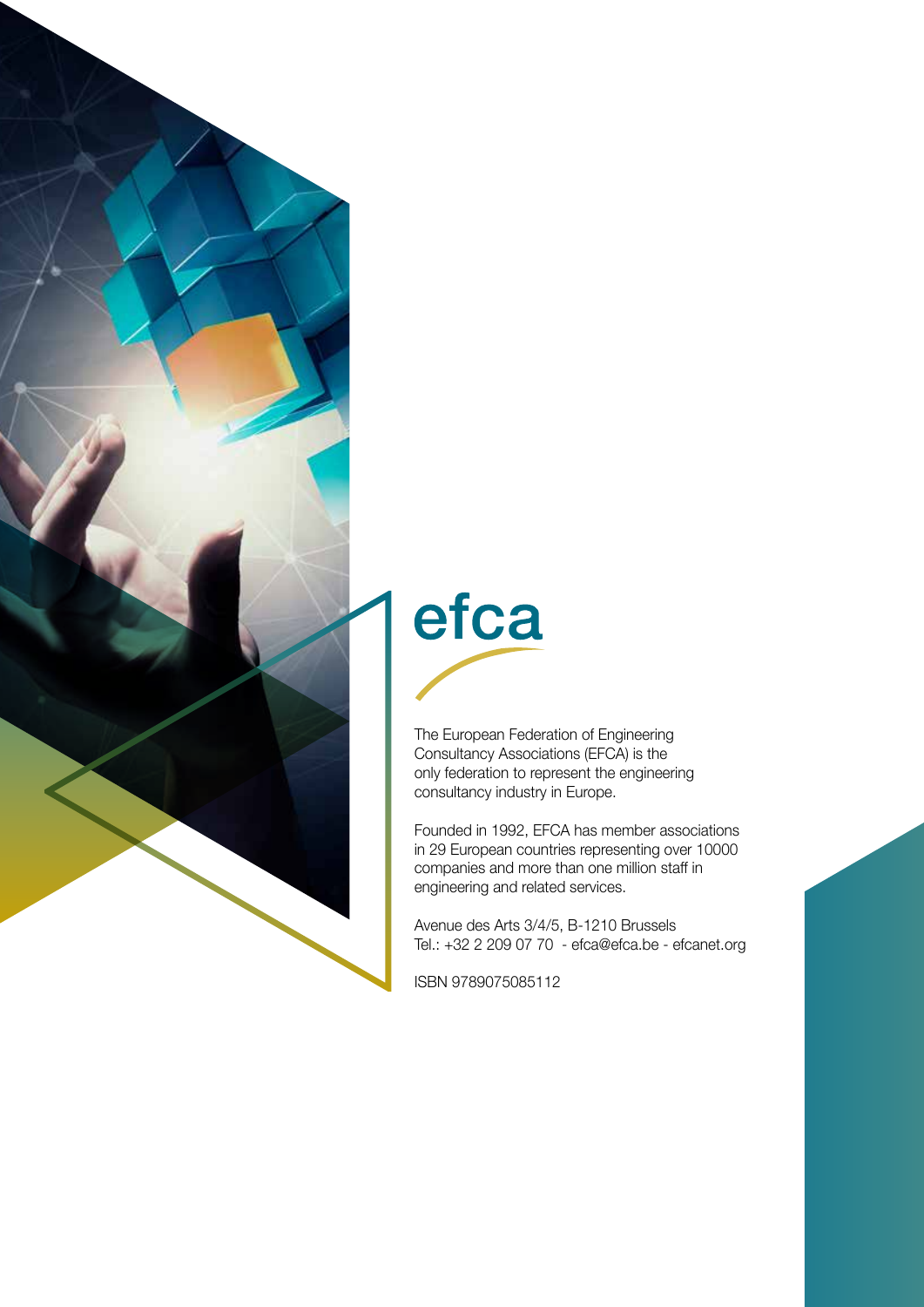efca

The European Federation of Engineering Consultancy Associations (EFCA) is the only federation to represent the engineering consultancy industry in Europe.

Founded in 1992, EFCA has member associations in 29 European countries representing over 10000 companies and more than one million staff in engineering and related services.

Avenue des Arts 3/4/5, B-1210 Brussels
Tel.: +32 2 209 07 70 - efca@efca.be - efcanet.org

ISBN 9789075085112